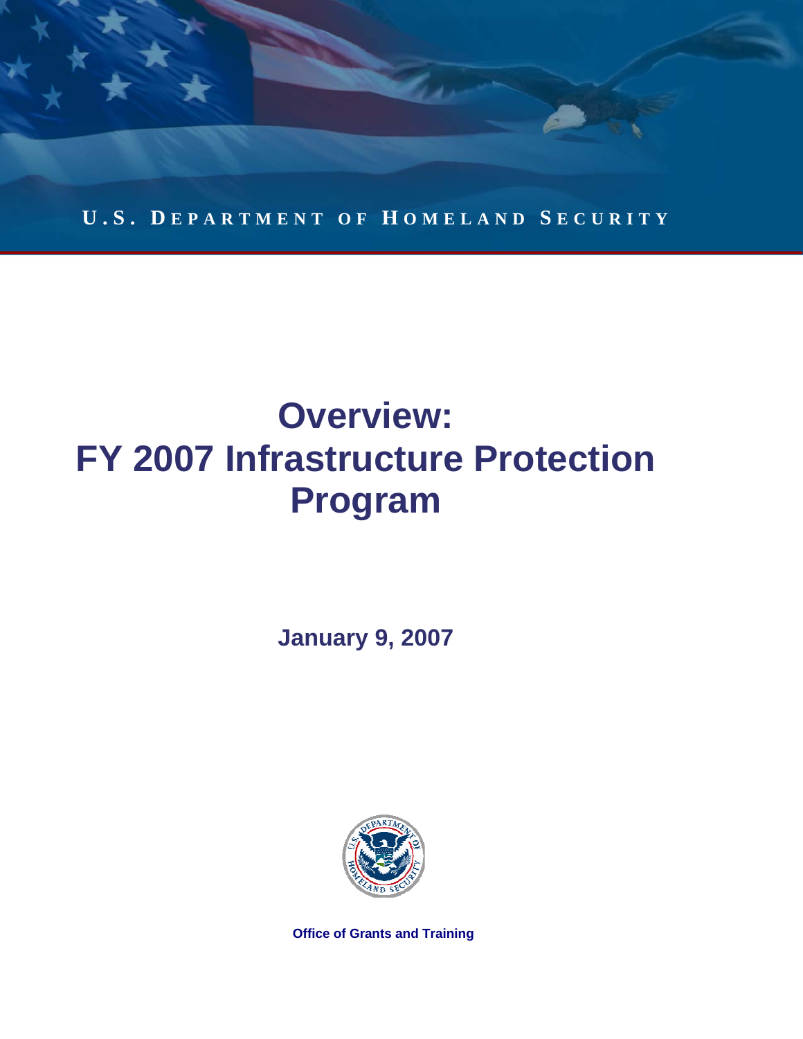U.S. DEPARTMENT OF HOMELAND SECURITY

# Overview: FY 2007 Infrastructure Protection Program

**January 9, 2007**

**Office of Grants and Training**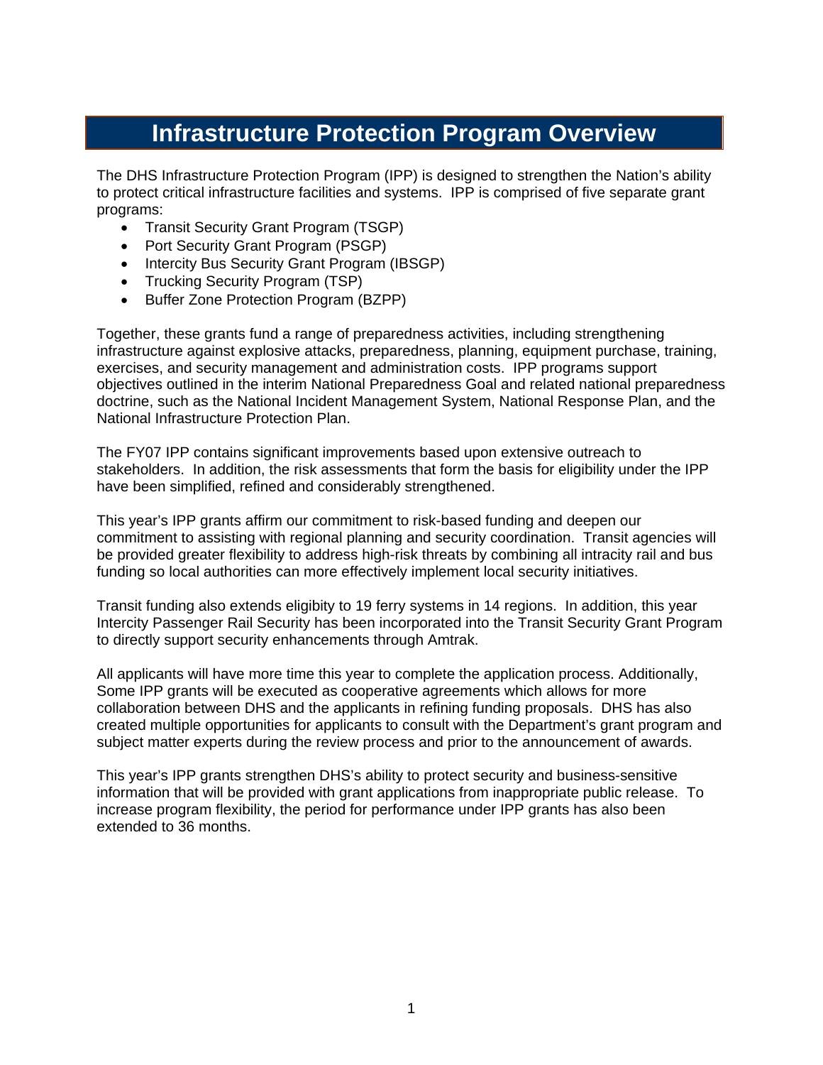# Infrastructure Protection Program Overview

The DHS Infrastructure Protection Program (IPP) is designed to strengthen the Nation's ability to protect critical infrastructure facilities and systems. IPP is comprised of five separate grant programs:

- Transit Security Grant Program (TSGP)
- Port Security Grant Program (PSGP)
- Intercity Bus Security Grant Program (IBSGP)
- Trucking Security Program (TSP)
- Buffer Zone Protection Program (BZPP)

Together, these grants fund a range of preparedness activities, including strengthening infrastructure against explosive attacks, preparedness, planning, equipment purchase, training, exercises, and security management and administration costs. IPP programs support objectives outlined in the interim National Preparedness Goal and related national preparedness doctrine, such as the National Incident Management System, National Response Plan, and the National Infrastructure Protection Plan.

The FY07 IPP contains significant improvements based upon extensive outreach to stakeholders. In addition, the risk assessments that form the basis for eligibility under the IPP have been simplified, refined and considerably strengthened.

This year's IPP grants affirm our commitment to risk-based funding and deepen our commitment to assisting with regional planning and security coordination. Transit agencies will be provided greater flexibility to address high-risk threats by combining all intracity rail and bus funding so local authorities can more effectively implement local security initiatives.

Transit funding also extends eligibity to 19 ferry systems in 14 regions. In addition, this year Intercity Passenger Rail Security has been incorporated into the Transit Security Grant Program to directly support security enhancements through Amtrak.

All applicants will have more time this year to complete the application process. Additionally, Some IPP grants will be executed as cooperative agreements which allows for more collaboration between DHS and the applicants in refining funding proposals. DHS has also created multiple opportunities for applicants to consult with the Department's grant program and subject matter experts during the review process and prior to the announcement of awards.

This year's IPP grants strengthen DHS's ability to protect security and business-sensitive information that will be provided with grant applications from inappropriate public release. To increase program flexibility, the period for performance under IPP grants has also been extended to 36 months.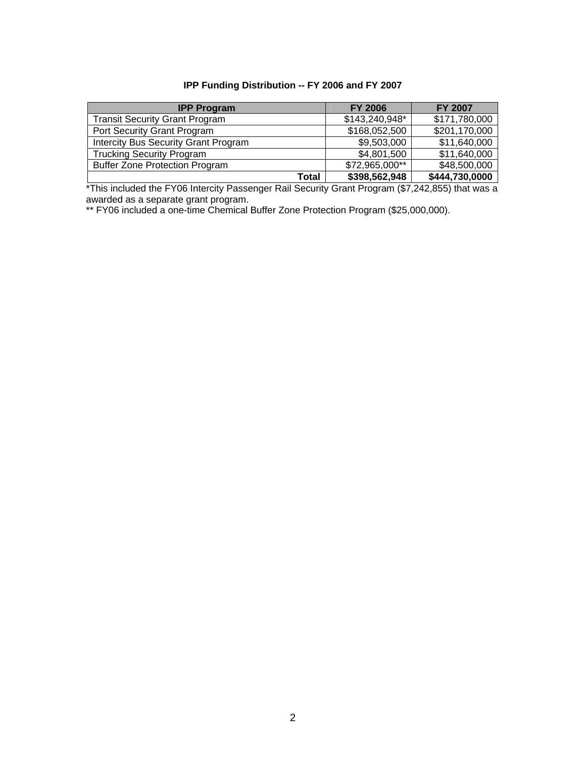**IPP Funding Distribution -- FY 2006 and FY 2007**

| IPP Program | FY 2006 | FY 2007 |
|---|---|---|
| Transit Security Grant Program | $143,240,948* | $171,780,000 |
| Port Security Grant Program | $168,052,500 | $201,170,000 |
| Intercity Bus Security Grant Program | $9,503,000 | $11,640,000 |
| Trucking Security Program | $4,801,500 | $11,640,000 |
| Buffer Zone Protection Program | $72,965,000** | $48,500,000 |
| **Total** | **$398,562,948** | **$444,730,0000** |

*This included the FY06 Intercity Passenger Rail Security Grant Program ($7,242,855) that was a awarded as a separate grant program.

** FY06 included a one-time Chemical Buffer Zone Protection Program ($25,000,000).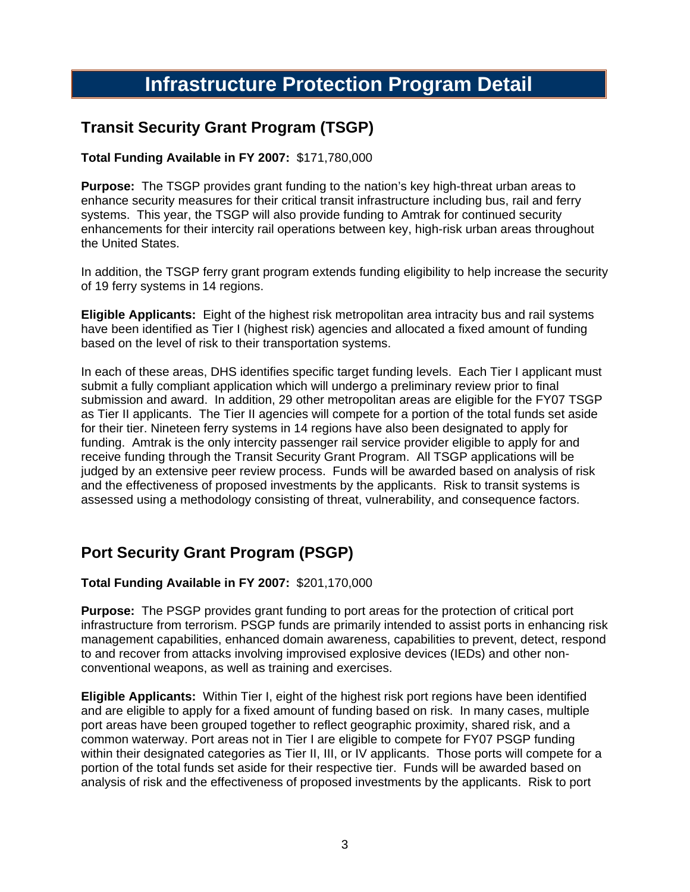# Infrastructure Protection Program Detail

## Transit Security Grant Program (TSGP)

**Total Funding Available in FY 2007:** $171,780,000

**Purpose:** The TSGP provides grant funding to the nation's key high-threat urban areas to enhance security measures for their critical transit infrastructure including bus, rail and ferry systems. This year, the TSGP will also provide funding to Amtrak for continued security enhancements for their intercity rail operations between key, high-risk urban areas throughout the United States.

In addition, the TSGP ferry grant program extends funding eligibility to help increase the security of 19 ferry systems in 14 regions.

**Eligible Applicants:** Eight of the highest risk metropolitan area intracity bus and rail systems have been identified as Tier I (highest risk) agencies and allocated a fixed amount of funding based on the level of risk to their transportation systems.

In each of these areas, DHS identifies specific target funding levels. Each Tier I applicant must submit a fully compliant application which will undergo a preliminary review prior to final submission and award. In addition, 29 other metropolitan areas are eligible for the FY07 TSGP as Tier II applicants. The Tier II agencies will compete for a portion of the total funds set aside for their tier. Nineteen ferry systems in 14 regions have also been designated to apply for funding. Amtrak is the only intercity passenger rail service provider eligible to apply for and receive funding through the Transit Security Grant Program. All TSGP applications will be judged by an extensive peer review process. Funds will be awarded based on analysis of risk and the effectiveness of proposed investments by the applicants. Risk to transit systems is assessed using a methodology consisting of threat, vulnerability, and consequence factors.

## Port Security Grant Program (PSGP)

**Total Funding Available in FY 2007:** $201,170,000

**Purpose:** The PSGP provides grant funding to port areas for the protection of critical port infrastructure from terrorism. PSGP funds are primarily intended to assist ports in enhancing risk management capabilities, enhanced domain awareness, capabilities to prevent, detect, respond to and recover from attacks involving improvised explosive devices (IEDs) and other non-conventional weapons, as well as training and exercises.

**Eligible Applicants:** Within Tier I, eight of the highest risk port regions have been identified and are eligible to apply for a fixed amount of funding based on risk. In many cases, multiple port areas have been grouped together to reflect geographic proximity, shared risk, and a common waterway. Port areas not in Tier I are eligible to compete for FY07 PSGP funding within their designated categories as Tier II, III, or IV applicants. Those ports will compete for a portion of the total funds set aside for their respective tier. Funds will be awarded based on analysis of risk and the effectiveness of proposed investments by the applicants. Risk to port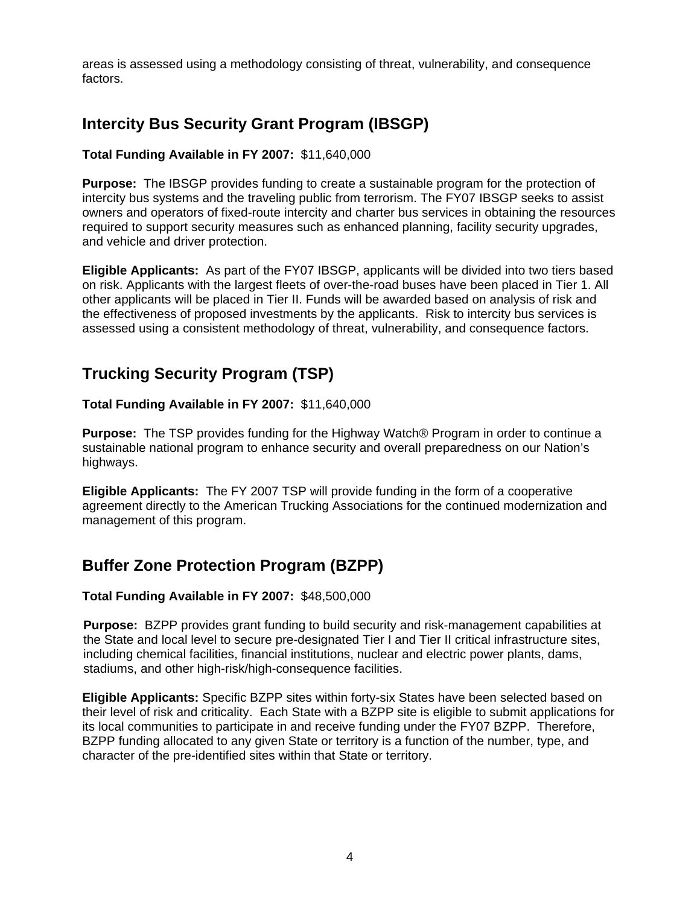areas is assessed using a methodology consisting of threat, vulnerability, and consequence factors.

## Intercity Bus Security Grant Program (IBSGP)

**Total Funding Available in FY 2007:** $11,640,000

**Purpose:** The IBSGP provides funding to create a sustainable program for the protection of intercity bus systems and the traveling public from terrorism. The FY07 IBSGP seeks to assist owners and operators of fixed-route intercity and charter bus services in obtaining the resources required to support security measures such as enhanced planning, facility security upgrades, and vehicle and driver protection.

**Eligible Applicants:** As part of the FY07 IBSGP, applicants will be divided into two tiers based on risk. Applicants with the largest fleets of over-the-road buses have been placed in Tier 1. All other applicants will be placed in Tier II. Funds will be awarded based on analysis of risk and the effectiveness of proposed investments by the applicants. Risk to intercity bus services is assessed using a consistent methodology of threat, vulnerability, and consequence factors.

## Trucking Security Program (TSP)

**Total Funding Available in FY 2007:** $11,640,000

**Purpose:** The TSP provides funding for the Highway Watch® Program in order to continue a sustainable national program to enhance security and overall preparedness on our Nation's highways.

**Eligible Applicants:** The FY 2007 TSP will provide funding in the form of a cooperative agreement directly to the American Trucking Associations for the continued modernization and management of this program.

## Buffer Zone Protection Program (BZPP)

**Total Funding Available in FY 2007:** $48,500,000

**Purpose:** BZPP provides grant funding to build security and risk-management capabilities at the State and local level to secure pre-designated Tier I and Tier II critical infrastructure sites, including chemical facilities, financial institutions, nuclear and electric power plants, dams, stadiums, and other high-risk/high-consequence facilities.

**Eligible Applicants:** Specific BZPP sites within forty-six States have been selected based on their level of risk and criticality. Each State with a BZPP site is eligible to submit applications for its local communities to participate in and receive funding under the FY07 BZPP. Therefore, BZPP funding allocated to any given State or territory is a function of the number, type, and character of the pre-identified sites within that State or territory.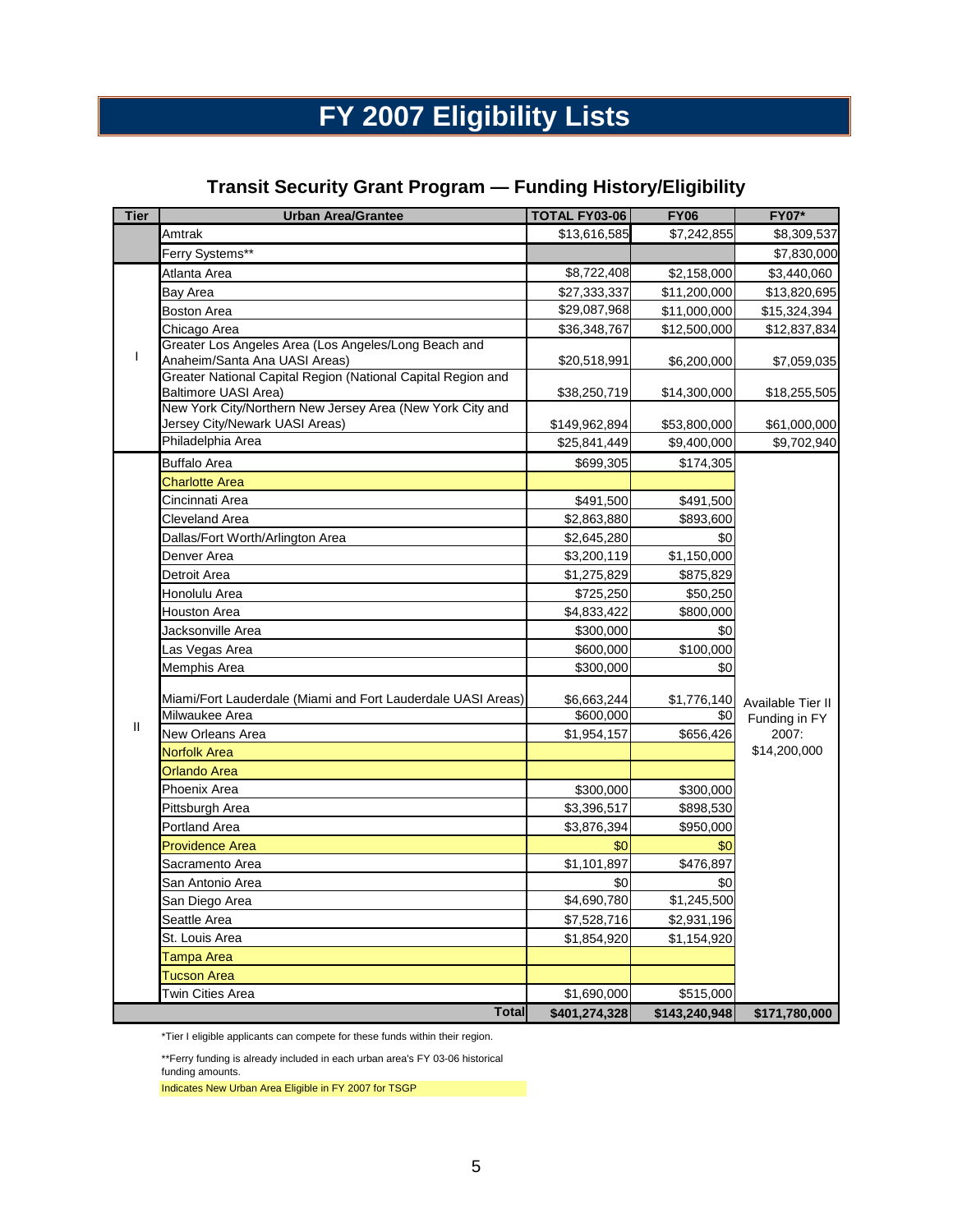# FY 2007 Eligibility Lists

## Transit Security Grant Program — Funding History/Eligibility

| Tier | Urban Area/Grantee | TOTAL FY03-06 | FY06 | FY07* |
|---|---|---|---|---|
| | Amtrak | $13,616,585 | $7,242,855 | $8,309,537 |
| | Ferry Systems** | | | $7,830,000 |
| I | Atlanta Area | $8,722,408 | $2,158,000 | $3,440,060 |
| I | Bay Area | $27,333,337 | $11,200,000 | $13,820,695 |
| I | Boston Area | $29,087,968 | $11,000,000 | $15,324,394 |
| I | Chicago Area | $36,348,767 | $12,500,000 | $12,837,834 |
| I | Greater Los Angeles Area (Los Angeles/Long Beach and Anaheim/Santa Ana UASI Areas) | $20,518,991 | $6,200,000 | $7,059,035 |
| I | Greater National Capital Region (National Capital Region and Baltimore UASI Area) | $38,250,719 | $14,300,000 | $18,255,505 |
| I | New York City/Northern New Jersey Area (New York City and Jersey City/Newark UASI Areas) | $149,962,894 | $53,800,000 | $61,000,000 |
| I | Philadelphia Area | $25,841,449 | $9,400,000 | $9,702,940 |
| II | Buffalo Area | $699,305 | $174,305 | Available Tier II Funding in FY 2007: $14,200,000 |
| II | Charlotte Area | | | |
| II | Cincinnati Area | $491,500 | $491,500 | |
| II | Cleveland Area | $2,863,880 | $893,600 | |
| II | Dallas/Fort Worth/Arlington Area | $2,645,280 | $0 | |
| II | Denver Area | $3,200,119 | $1,150,000 | |
| II | Detroit Area | $1,275,829 | $875,829 | |
| II | Honolulu Area | $725,250 | $50,250 | |
| II | Houston Area | $4,833,422 | $800,000 | |
| II | Jacksonville Area | $300,000 | $0 | |
| II | Las Vegas Area | $600,000 | $100,000 | |
| II | Memphis Area | $300,000 | $0 | |
| II | Miami/Fort Lauderdale (Miami and Fort Lauderdale UASI Areas) | $6,663,244 | $1,776,140 | |
| II | Milwaukee Area | $600,000 | $0 | |
| II | New Orleans Area | $1,954,157 | $656,426 | |
| II | Norfolk Area | | | |
| II | Orlando Area | | | |
| II | Phoenix Area | $300,000 | $300,000 | |
| II | Pittsburgh Area | $3,396,517 | $898,530 | |
| II | Portland Area | $3,876,394 | $950,000 | |
| II | Providence Area | $0 | $0 | |
| II | Sacramento Area | $1,101,897 | $476,897 | |
| II | San Antonio Area | $0 | $0 | |
| II | San Diego Area | $4,690,780 | $1,245,500 | |
| II | Seattle Area | $7,528,716 | $2,931,196 | |
| II | St. Louis Area | $1,854,920 | $1,154,920 | |
| II | Tampa Area | | | |
| II | Tucson Area | | | |
| II | Twin Cities Area | $1,690,000 | $515,000 | |
| | **Total** | **$401,274,328** | **$143,240,948** | **$171,780,000** |

*Tier I eligible applicants can compete for these funds within their region.

**Ferry funding is already included in each urban area's FY 03-06 historical funding amounts.

Indicates New Urban Area Eligible in FY 2007 for TSGP (highlighted: Charlotte Area, Norfolk Area, Orlando Area, Providence Area, Tampa Area, Tucson Area)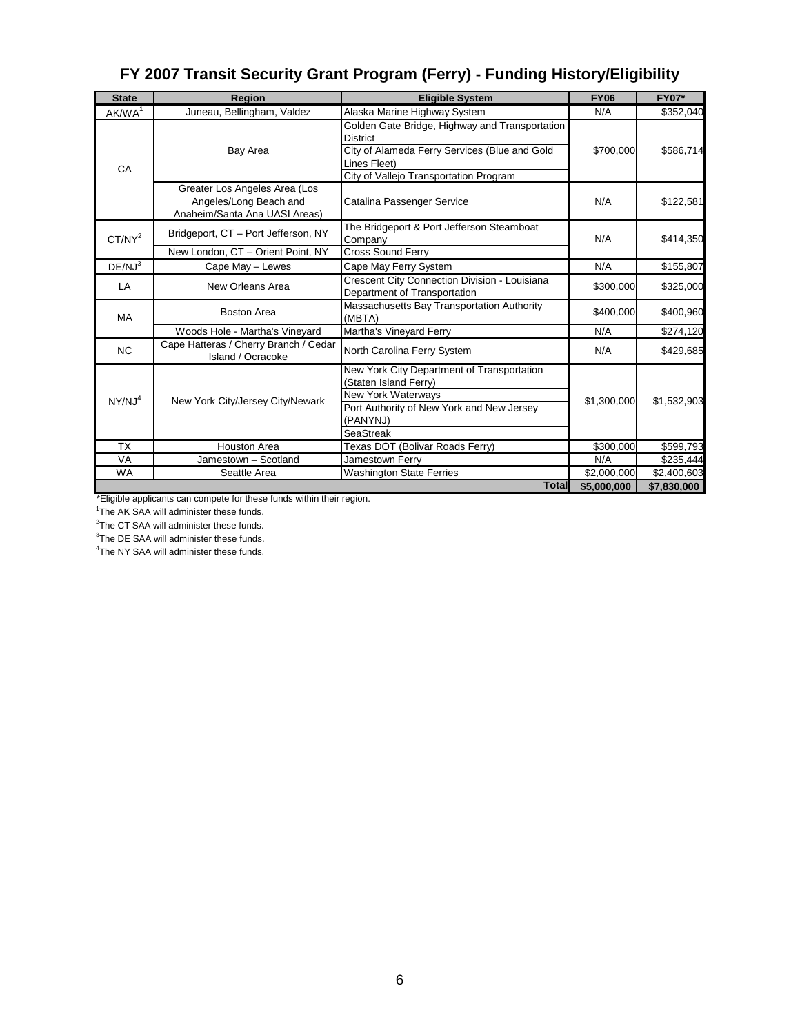# FY 2007 Transit Security Grant Program (Ferry) - Funding History/Eligibility

| State | Region | Eligible System | FY06 | FY07* |
|---|---|---|---|---|
| AK/WA[1] | Juneau, Bellingham, Valdez | Alaska Marine Highway System | N/A | $352,040 |
| CA | Bay Area | Golden Gate Bridge, Highway and Transportation District<br>City of Alameda Ferry Services (Blue and Gold Lines Fleet)<br>City of Vallejo Transportation Program | $700,000 | $586,714 |
| | Greater Los Angeles Area (Los Angeles/Long Beach and Anaheim/Santa Ana UASI Areas) | Catalina Passenger Service | N/A | $122,581 |
| CT/NY[2] | Bridgeport, CT – Port Jefferson, NY | The Bridgeport & Port Jefferson Steamboat Company | N/A | $414,350 |
| | New London, CT – Orient Point, NY | Cross Sound Ferry | | |
| DE/NJ[3] | Cape May – Lewes | Cape May Ferry System | N/A | $155,807 |
| LA | New Orleans Area | Crescent City Connection Division - Louisiana Department of Transportation | $300,000 | $325,000 |
| MA | Boston Area | Massachusetts Bay Transportation Authority (MBTA) | $400,000 | $400,960 |
| | Woods Hole - Martha's Vineyard | Martha's Vineyard Ferry | N/A | $274,120 |
| NC | Cape Hatteras / Cherry Branch / Cedar Island / Ocracoke | North Carolina Ferry System | N/A | $429,685 |
| NY/NJ[4] | New York City/Jersey City/Newark | New York City Department of Transportation (Staten Island Ferry)<br>New York Waterways<br>Port Authority of New York and New Jersey (PANYNJ)<br>SeaStreak | $1,300,000 | $1,532,903 |
| TX | Houston Area | Texas DOT (Bolivar Roads Ferry) | $300,000 | $599,793 |
| VA | Jamestown – Scotland | Jamestown Ferry | N/A | $235,444 |
| WA | Seattle Area | Washington State Ferries | $2,000,000 | $2,400,603 |
| | | **Total** | **$5,000,000** | **$7,830,000** |

*Eligible applicants can compete for these funds within their region.

[1]The AK SAA will administer these funds.

[2]The CT SAA will administer these funds.

[3]The DE SAA will administer these funds.

[4]The NY SAA will administer these funds.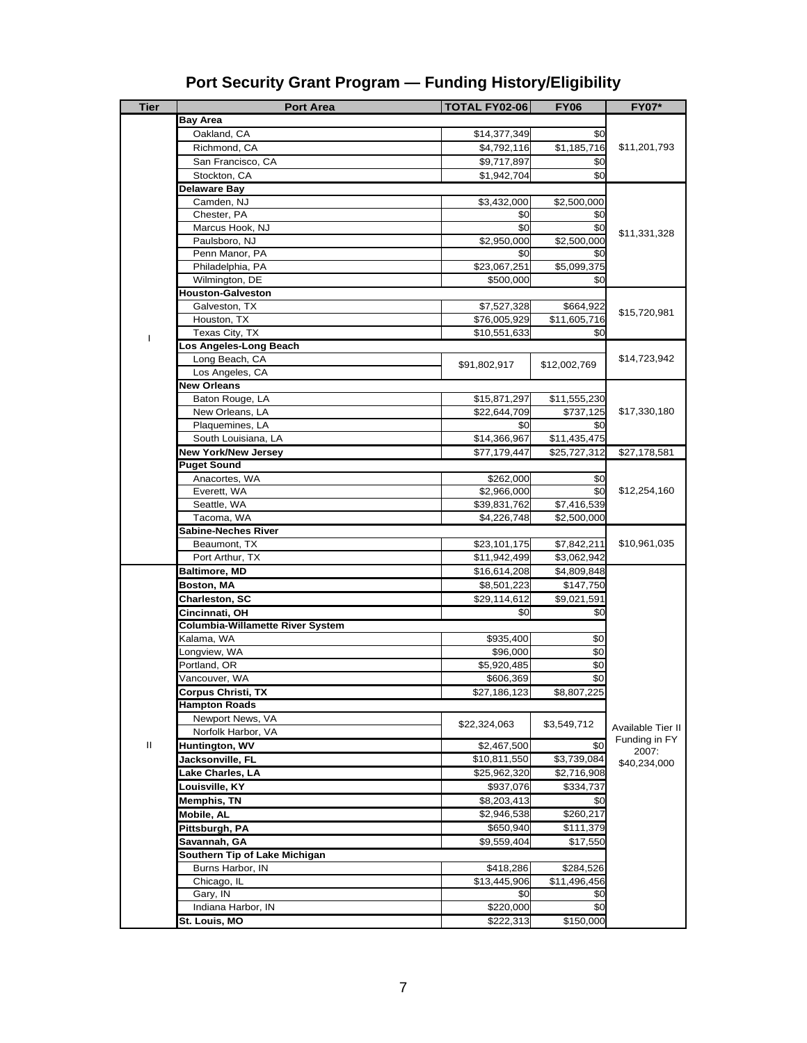# Port Security Grant Program — Funding History/Eligibility

| Tier | Port Area | TOTAL FY02-06 | FY06 | FY07* |
|---|---|---|---|---|
| I | **Bay Area** | | | $11,201,793 |
| | Oakland, CA | $14,377,349 | $0 | |
| | Richmond, CA | $4,792,116 | $1,185,716 | |
| | San Francisco, CA | $9,717,897 | $0 | |
| | Stockton, CA | $1,942,704 | $0 | |
| | **Delaware Bay** | | | $11,331,328 |
| | Camden, NJ | $3,432,000 | $2,500,000 | |
| | Chester, PA | $0 | $0 | |
| | Marcus Hook, NJ | $0 | $0 | |
| | Paulsboro, NJ | $2,950,000 | $2,500,000 | |
| | Penn Manor, PA | $0 | $0 | |
| | Philadelphia, PA | $23,067,251 | $5,099,375 | |
| | Wilmington, DE | $500,000 | $0 | |
| | **Houston-Galveston** | | | $15,720,981 |
| | Galveston, TX | $7,527,328 | $664,922 | |
| | Houston, TX | $76,005,929 | $11,605,716 | |
| | Texas City, TX | $10,551,633 | $0 | |
| | **Los Angeles-Long Beach** | | | $14,723,942 |
| | Long Beach, CA<br>Los Angeles, CA | $91,802,917 | $12,002,769 | |
| | **New Orleans** | | | $17,330,180 |
| | Baton Rouge, LA | $15,871,297 | $11,555,230 | |
| | New Orleans, LA | $22,644,709 | $737,125 | |
| | Plaquemines, LA | $0 | $0 | |
| | South Louisiana, LA | $14,366,967 | $11,435,475 | |
| | **New York/New Jersey** | $77,179,447 | $25,727,312 | $27,178,581 |
| | **Puget Sound** | | | $12,254,160 |
| | Anacortes, WA | $262,000 | $0 | |
| | Everett, WA | $2,966,000 | $0 | |
| | Seattle, WA | $39,831,762 | $7,416,539 | |
| | Tacoma, WA | $4,226,748 | $2,500,000 | |
| | **Sabine-Neches River** | | | $10,961,035 |
| | Beaumont, TX | $23,101,175 | $7,842,211 | |
| | Port Arthur, TX | $11,942,499 | $3,062,942 | |
| II | **Baltimore, MD** | $16,614,208 | $4,809,848 | Available Tier II Funding in FY 2007: $40,234,000 |
| | **Boston, MA** | $8,501,223 | $147,750 | |
| | **Charleston, SC** | $29,114,612 | $9,021,591 | |
| | **Cincinnati, OH** | $0 | $0 | |
| | **Columbia-Willamette River System** | | | |
| | Kalama, WA | $935,400 | $0 | |
| | Longview, WA | $96,000 | $0 | |
| | Portland, OR | $5,920,485 | $0 | |
| | Vancouver, WA | $606,369 | $0 | |
| | **Corpus Christi, TX** | $27,186,123 | $8,807,225 | |
| | **Hampton Roads** | | | |
| | Newport News, VA<br>Norfolk Harbor, VA | $22,324,063 | $3,549,712 | |
| | **Huntington, WV** | $2,467,500 | $0 | |
| | **Jacksonville, FL** | $10,811,550 | $3,739,084 | |
| | **Lake Charles, LA** | $25,962,320 | $2,716,908 | |
| | **Louisville, KY** | $937,076 | $334,737 | |
| | **Memphis, TN** | $8,203,413 | $0 | |
| | **Mobile, AL** | $2,946,538 | $260,217 | |
| | **Pittsburgh, PA** | $650,940 | $111,379 | |
| | **Savannah, GA** | $9,559,404 | $17,550 | |
| | **Southern Tip of Lake Michigan** | | | |
| | Burns Harbor, IN | $418,286 | $284,526 | |
| | Chicago, IL | $13,445,906 | $11,496,456 | |
| | Gary, IN | $0 | $0 | |
| | Indiana Harbor, IN | $220,000 | $0 | |
| | **St. Louis, MO** | $222,313 | $150,000 | |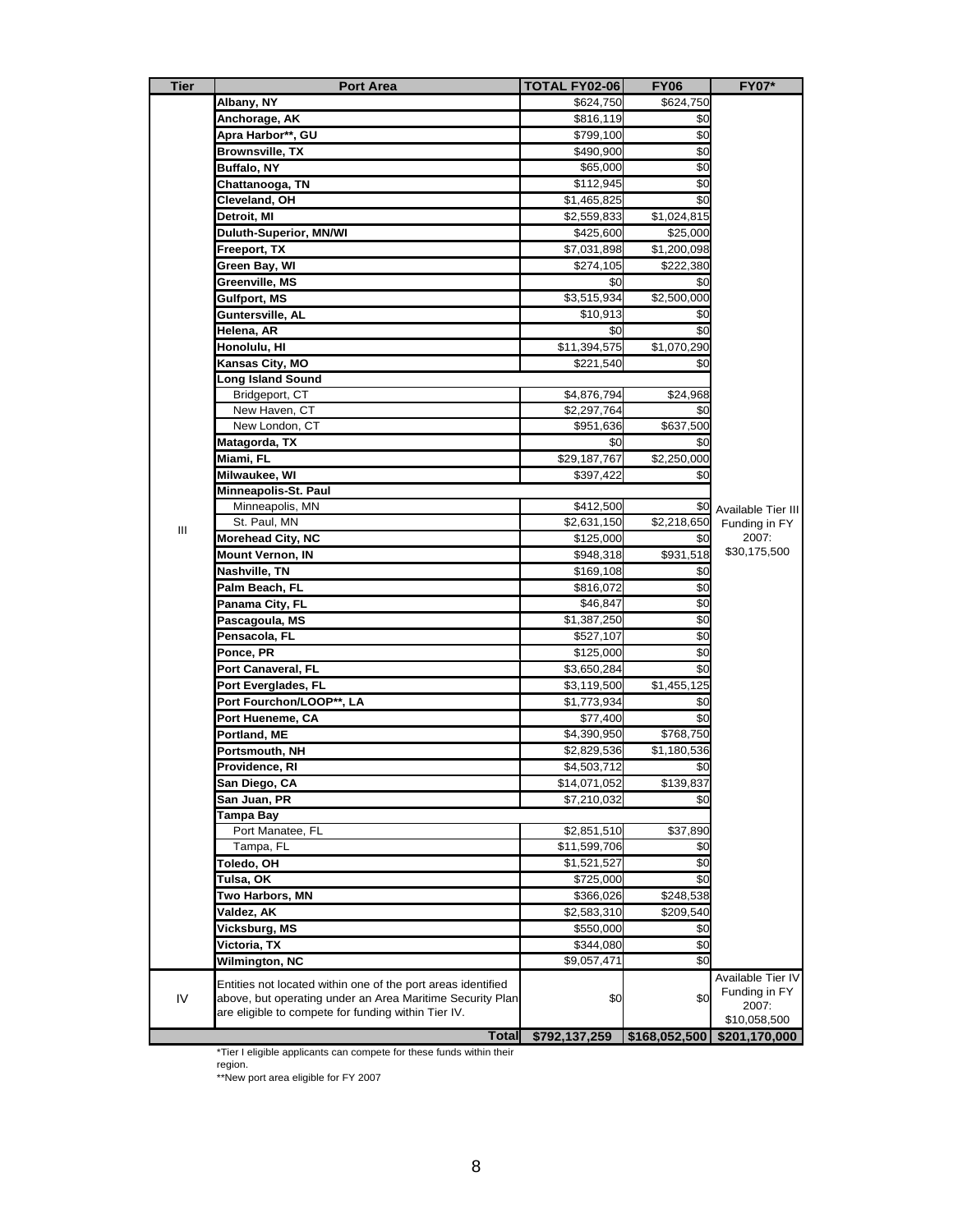| Tier | Port Area | TOTAL FY02-06 | FY06 | FY07* |
|---|---|---|---|---|
| III | **Albany, NY** | $624,750 | $624,750 | Available Tier III Funding in FY 2007: $30,175,500 |
| | **Anchorage, AK** | $816,119 | $0 | |
| | **Apra Harbor**, GU** | $799,100 | $0 | |
| | **Brownsville, TX** | $490,900 | $0 | |
| | **Buffalo, NY** | $65,000 | $0 | |
| | **Chattanooga, TN** | $112,945 | $0 | |
| | **Cleveland, OH** | $1,465,825 | $0 | |
| | **Detroit, MI** | $2,559,833 | $1,024,815 | |
| | **Duluth-Superior, MN/WI** | $425,600 | $25,000 | |
| | **Freeport, TX** | $7,031,898 | $1,200,098 | |
| | **Green Bay, WI** | $274,105 | $222,380 | |
| | **Greenville, MS** | $0 | $0 | |
| | **Gulfport, MS** | $3,515,934 | $2,500,000 | |
| | **Guntersville, AL** | $10,913 | $0 | |
| | **Helena, AR** | $0 | $0 | |
| | **Honolulu, HI** | $11,394,575 | $1,070,290 | |
| | **Kansas City, MO** | $221,540 | $0 | |
| | **Long Island Sound** | | | |
| | Bridgeport, CT | $4,876,794 | $24,968 | |
| | New Haven, CT | $2,297,764 | $0 | |
| | New London, CT | $951,636 | $637,500 | |
| | **Matagorda, TX** | $0 | $0 | |
| | **Miami, FL** | $29,187,767 | $2,250,000 | |
| | **Milwaukee, WI** | $397,422 | $0 | |
| | **Minneapolis-St. Paul** | | | |
| | Minneapolis, MN | $412,500 | $0 | |
| | St. Paul, MN | $2,631,150 | $2,218,650 | |
| | **Morehead City, NC** | $125,000 | $0 | |
| | **Mount Vernon, IN** | $948,318 | $931,518 | |
| | **Nashville, TN** | $169,108 | $0 | |
| | **Palm Beach, FL** | $816,072 | $0 | |
| | **Panama City, FL** | $46,847 | $0 | |
| | **Pascagoula, MS** | $1,387,250 | $0 | |
| | **Pensacola, FL** | $527,107 | $0 | |
| | **Ponce, PR** | $125,000 | $0 | |
| | **Port Canaveral, FL** | $3,650,284 | $0 | |
| | **Port Everglades, FL** | $3,119,500 | $1,455,125 | |
| | **Port Fourchon/LOOP**, LA** | $1,773,934 | $0 | |
| | **Port Hueneme, CA** | $77,400 | $0 | |
| | **Portland, ME** | $4,390,950 | $768,750 | |
| | **Portsmouth, NH** | $2,829,536 | $1,180,536 | |
| | **Providence, RI** | $4,503,712 | $0 | |
| | **San Diego, CA** | $14,071,052 | $139,837 | |
| | **San Juan, PR** | $7,210,032 | $0 | |
| | **Tampa Bay** | | | |
| | Port Manatee, FL | $2,851,510 | $37,890 | |
| | Tampa, FL | $11,599,706 | $0 | |
| | **Toledo, OH** | $1,521,527 | $0 | |
| | **Tulsa, OK** | $725,000 | $0 | |
| | **Two Harbors, MN** | $366,026 | $248,538 | |
| | **Valdez, AK** | $2,583,310 | $209,540 | |
| | **Vicksburg, MS** | $550,000 | $0 | |
| | **Victoria, TX** | $344,080 | $0 | |
| | **Wilmington, NC** | $9,057,471 | $0 | |
| IV | Entities not located within one of the port areas identified above, but operating under an Area Maritime Security Plan are eligible to compete for funding within Tier IV. | $0 | $0 | Available Tier IV Funding in FY 2007: $10,058,500 |
| | **Total** | **$792,137,259** | **$168,052,500** | **$201,170,000** |

*Tier I eligible applicants can compete for these funds within their region.

**New port area eligible for FY 2007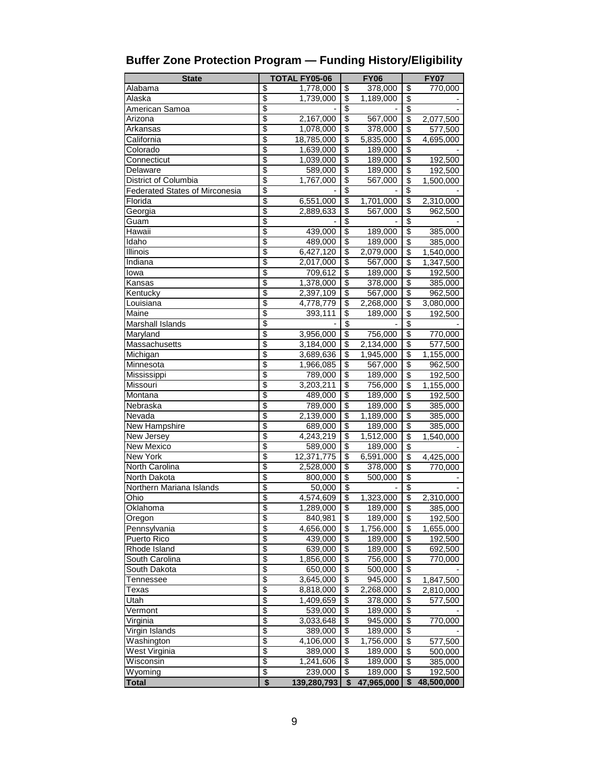# Buffer Zone Protection Program — Funding History/Eligibility

| State | TOTAL FY05-06 | FY06 | FY07 |
|---|---|---|---|
| Alabama | $ 1,778,000 | $ 378,000 | $ 770,000 |
| Alaska | $ 1,739,000 | $ 1,189,000 | $ - |
| American Samoa | $ - | $ - | $ - |
| Arizona | $ 2,167,000 | $ 567,000 | $ 2,077,500 |
| Arkansas | $ 1,078,000 | $ 378,000 | $ 577,500 |
| California | $ 18,785,000 | $ 5,835,000 | $ 4,695,000 |
| Colorado | $ 1,639,000 | $ 189,000 | $ - |
| Connecticut | $ 1,039,000 | $ 189,000 | $ 192,500 |
| Delaware | $ 589,000 | $ 189,000 | $ 192,500 |
| District of Columbia | $ 1,767,000 | $ 567,000 | $ 1,500,000 |
| Federated States of Mirconesia | $ - | $ - | $ - |
| Florida | $ 6,551,000 | $ 1,701,000 | $ 2,310,000 |
| Georgia | $ 2,889,633 | $ 567,000 | $ 962,500 |
| Guam | $ - | $ - | $ - |
| Hawaii | $ 439,000 | $ 189,000 | $ 385,000 |
| Idaho | $ 489,000 | $ 189,000 | $ 385,000 |
| Illinois | $ 6,427,120 | $ 2,079,000 | $ 1,540,000 |
| Indiana | $ 2,017,000 | $ 567,000 | $ 1,347,500 |
| Iowa | $ 709,612 | $ 189,000 | $ 192,500 |
| Kansas | $ 1,378,000 | $ 378,000 | $ 385,000 |
| Kentucky | $ 2,397,109 | $ 567,000 | $ 962,500 |
| Louisiana | $ 4,778,779 | $ 2,268,000 | $ 3,080,000 |
| Maine | $ 393,111 | $ 189,000 | $ 192,500 |
| Marshall Islands | $ - | $ - | $ - |
| Maryland | $ 3,956,000 | $ 756,000 | $ 770,000 |
| Massachusetts | $ 3,184,000 | $ 2,134,000 | $ 577,500 |
| Michigan | $ 3,689,636 | $ 1,945,000 | $ 1,155,000 |
| Minnesota | $ 1,966,085 | $ 567,000 | $ 962,500 |
| Mississippi | $ 789,000 | $ 189,000 | $ 192,500 |
| Missouri | $ 3,203,211 | $ 756,000 | $ 1,155,000 |
| Montana | $ 489,000 | $ 189,000 | $ 192,500 |
| Nebraska | $ 789,000 | $ 189,000 | $ 385,000 |
| Nevada | $ 2,139,000 | $ 1,189,000 | $ 385,000 |
| New Hampshire | $ 689,000 | $ 189,000 | $ 385,000 |
| New Jersey | $ 4,243,219 | $ 1,512,000 | $ 1,540,000 |
| New Mexico | $ 589,000 | $ 189,000 | $ - |
| New York | $ 12,371,775 | $ 6,591,000 | $ 4,425,000 |
| North Carolina | $ 2,528,000 | $ 378,000 | $ 770,000 |
| North Dakota | $ 800,000 | $ 500,000 | $ - |
| Northern Mariana Islands | $ 50,000 | $ - | $ - |
| Ohio | $ 4,574,609 | $ 1,323,000 | $ 2,310,000 |
| Oklahoma | $ 1,289,000 | $ 189,000 | $ 385,000 |
| Oregon | $ 840,981 | $ 189,000 | $ 192,500 |
| Pennsylvania | $ 4,656,000 | $ 1,756,000 | $ 1,655,000 |
| Puerto Rico | $ 439,000 | $ 189,000 | $ 192,500 |
| Rhode Island | $ 639,000 | $ 189,000 | $ 692,500 |
| South Carolina | $ 1,856,000 | $ 756,000 | $ 770,000 |
| South Dakota | $ 650,000 | $ 500,000 | $ - |
| Tennessee | $ 3,645,000 | $ 945,000 | $ 1,847,500 |
| Texas | $ 8,818,000 | $ 2,268,000 | $ 2,810,000 |
| Utah | $ 1,409,659 | $ 378,000 | $ 577,500 |
| Vermont | $ 539,000 | $ 189,000 | $ - |
| Virginia | $ 3,033,648 | $ 945,000 | $ 770,000 |
| Virgin Islands | $ 389,000 | $ 189,000 | $ - |
| Washington | $ 4,106,000 | $ 1,756,000 | $ 577,500 |
| West Virginia | $ 389,000 | $ 189,000 | $ 500,000 |
| Wisconsin | $ 1,241,606 | $ 189,000 | $ 385,000 |
| Wyoming | $ 239,000 | $ 189,000 | $ 192,500 |
| **Total** | **$ 139,280,793** | **$ 47,965,000** | **$ 48,500,000** |